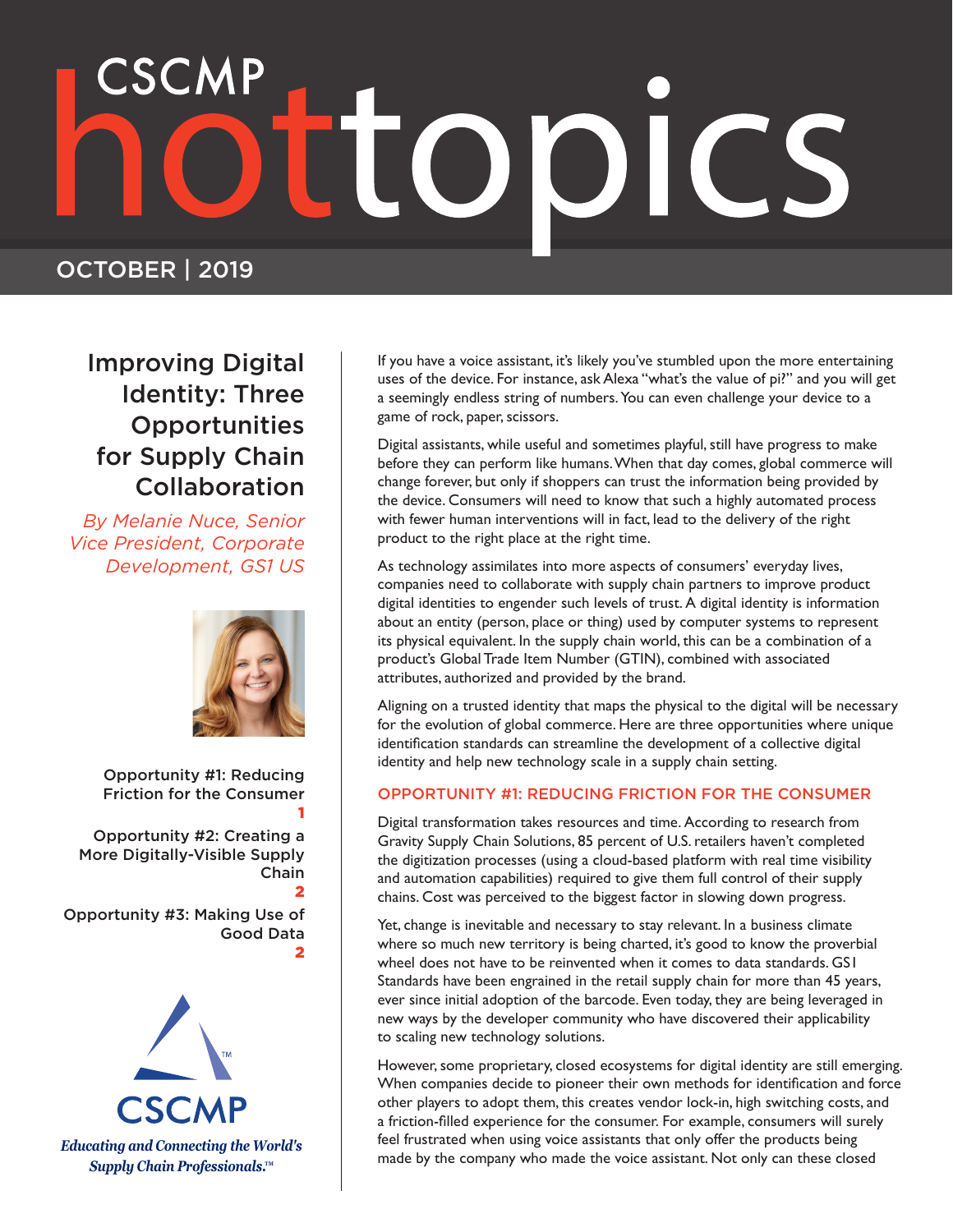# CSCMP hottopics

OCTOBER | 2019

## Improving Digital Identity: Three Opportunities for Supply Chain Collaboration

*By Melanie Nuce, Senior Vice President, Corporate Development, GS1 US*

Opportunity #1: Reducing Friction for the Consumer 1

Opportunity #2: Creating a More Digitally-Visible Supply Chain 2

Opportunity #3: Making Use of Good Data 2

CSCMP

*Educating and Connecting the World's Supply Chain Professionals.™*

If you have a voice assistant, it's likely you've stumbled upon the more entertaining uses of the device. For instance, ask Alexa "what's the value of pi?" and you will get a seemingly endless string of numbers. You can even challenge your device to a game of rock, paper, scissors.

Digital assistants, while useful and sometimes playful, still have progress to make before they can perform like humans. When that day comes, global commerce will change forever, but only if shoppers can trust the information being provided by the device. Consumers will need to know that such a highly automated process with fewer human interventions will in fact, lead to the delivery of the right product to the right place at the right time.

As technology assimilates into more aspects of consumers' everyday lives, companies need to collaborate with supply chain partners to improve product digital identities to engender such levels of trust. A digital identity is information about an entity (person, place or thing) used by computer systems to represent its physical equivalent. In the supply chain world, this can be a combination of a product's Global Trade Item Number (GTIN), combined with associated attributes, authorized and provided by the brand.

Aligning on a trusted identity that maps the physical to the digital will be necessary for the evolution of global commerce. Here are three opportunities where unique identification standards can streamline the development of a collective digital identity and help new technology scale in a supply chain setting.

### OPPORTUNITY #1: REDUCING FRICTION FOR THE CONSUMER

Digital transformation takes resources and time. According to research from Gravity Supply Chain Solutions, 85 percent of U.S. retailers haven't completed the digitization processes (using a cloud-based platform with real time visibility and automation capabilities) required to give them full control of their supply chains. Cost was perceived to the biggest factor in slowing down progress.

Yet, change is inevitable and necessary to stay relevant. In a business climate where so much new territory is being charted, it's good to know the proverbial wheel does not have to be reinvented when it comes to data standards. GS1 Standards have been engrained in the retail supply chain for more than 45 years, ever since initial adoption of the barcode. Even today, they are being leveraged in new ways by the developer community who have discovered their applicability to scaling new technology solutions.

However, some proprietary, closed ecosystems for digital identity are still emerging. When companies decide to pioneer their own methods for identification and force other players to adopt them, this creates vendor lock-in, high switching costs, and a friction-filled experience for the consumer. For example, consumers will surely feel frustrated when using voice assistants that only offer the products being made by the company who made the voice assistant. Not only can these closed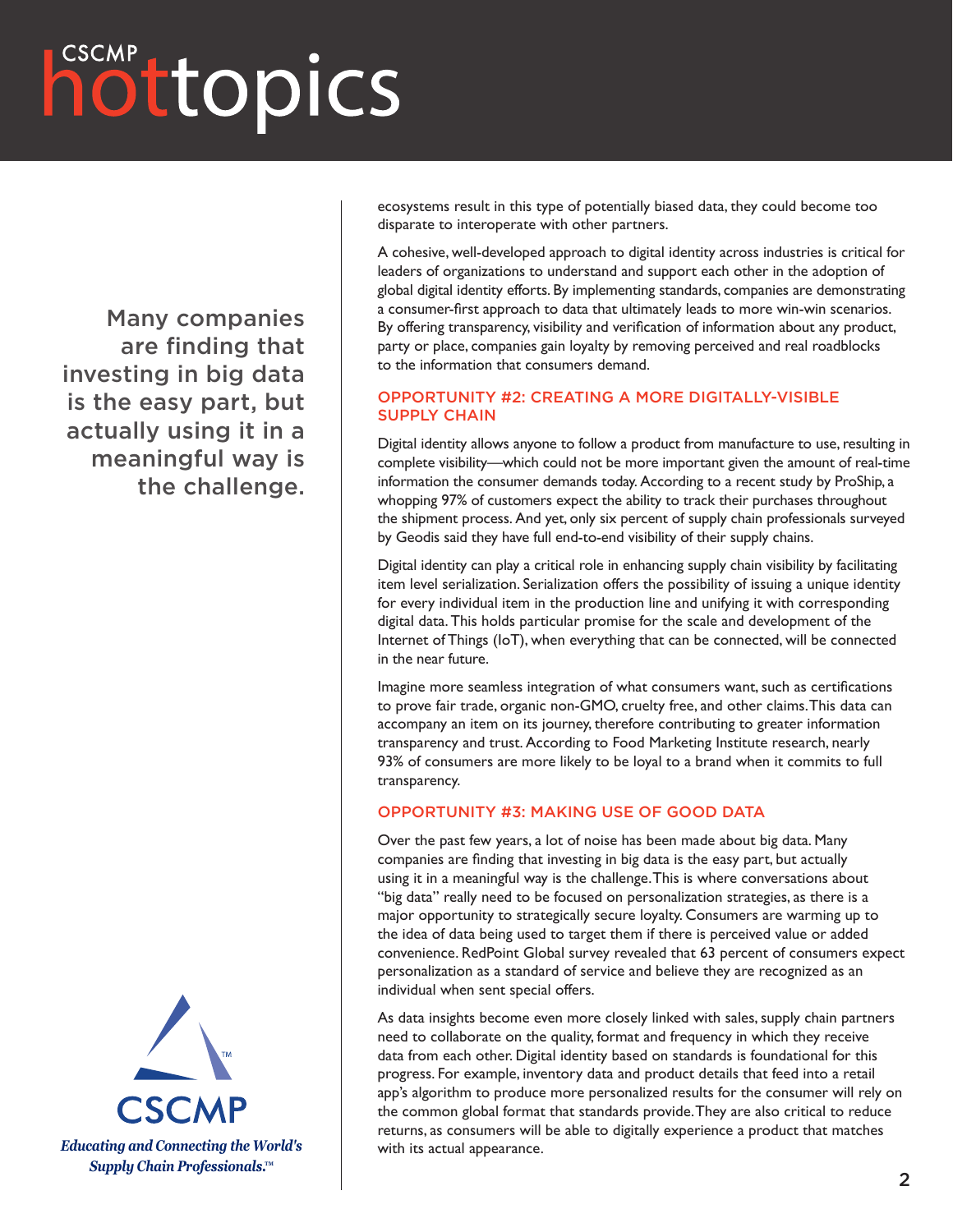ecosystems result in this type of potentially biased data, they could become too disparate to interoperate with other partners.

A cohesive, well-developed approach to digital identity across industries is critical for leaders of organizations to understand and support each other in the adoption of global digital identity efforts. By implementing standards, companies are demonstrating a consumer-first approach to data that ultimately leads to more win-win scenarios. By offering transparency, visibility and verification of information about any product, party or place, companies gain loyalty by removing perceived and real roadblocks to the information that consumers demand.

## OPPORTUNITY #2: CREATING A MORE DIGITALLY-VISIBLE SUPPLY CHAIN

Digital identity allows anyone to follow a product from manufacture to use, resulting in complete visibility—which could not be more important given the amount of real-time information the consumer demands today. According to a recent study by ProShip, a whopping 97% of customers expect the ability to track their purchases throughout the shipment process. And yet, only six percent of supply chain professionals surveyed by Geodis said they have full end-to-end visibility of their supply chains.

Digital identity can play a critical role in enhancing supply chain visibility by facilitating item level serialization. Serialization offers the possibility of issuing a unique identity for every individual item in the production line and unifying it with corresponding digital data. This holds particular promise for the scale and development of the Internet of Things (IoT), when everything that can be connected, will be connected in the near future.

Imagine more seamless integration of what consumers want, such as certifications to prove fair trade, organic non-GMO, cruelty free, and other claims. This data can accompany an item on its journey, therefore contributing to greater information transparency and trust. According to Food Marketing Institute research, nearly 93% of consumers are more likely to be loyal to a brand when it commits to full transparency.

## OPPORTUNITY #3: MAKING USE OF GOOD DATA

Over the past few years, a lot of noise has been made about big data. Many companies are finding that investing in big data is the easy part, but actually using it in a meaningful way is the challenge. This is where conversations about "big data" really need to be focused on personalization strategies, as there is a major opportunity to strategically secure loyalty. Consumers are warming up to the idea of data being used to target them if there is perceived value or added convenience. RedPoint Global survey revealed that 63 percent of consumers expect personalization as a standard of service and believe they are recognized as an individual when sent special offers.

As data insights become even more closely linked with sales, supply chain partners need to collaborate on the quality, format and frequency in which they receive data from each other. Digital identity based on standards is foundational for this progress. For example, inventory data and product details that feed into a retail app's algorithm to produce more personalized results for the consumer will rely on the common global format that standards provide. They are also critical to reduce returns, as consumers will be able to digitally experience a product that matches with its actual appearance.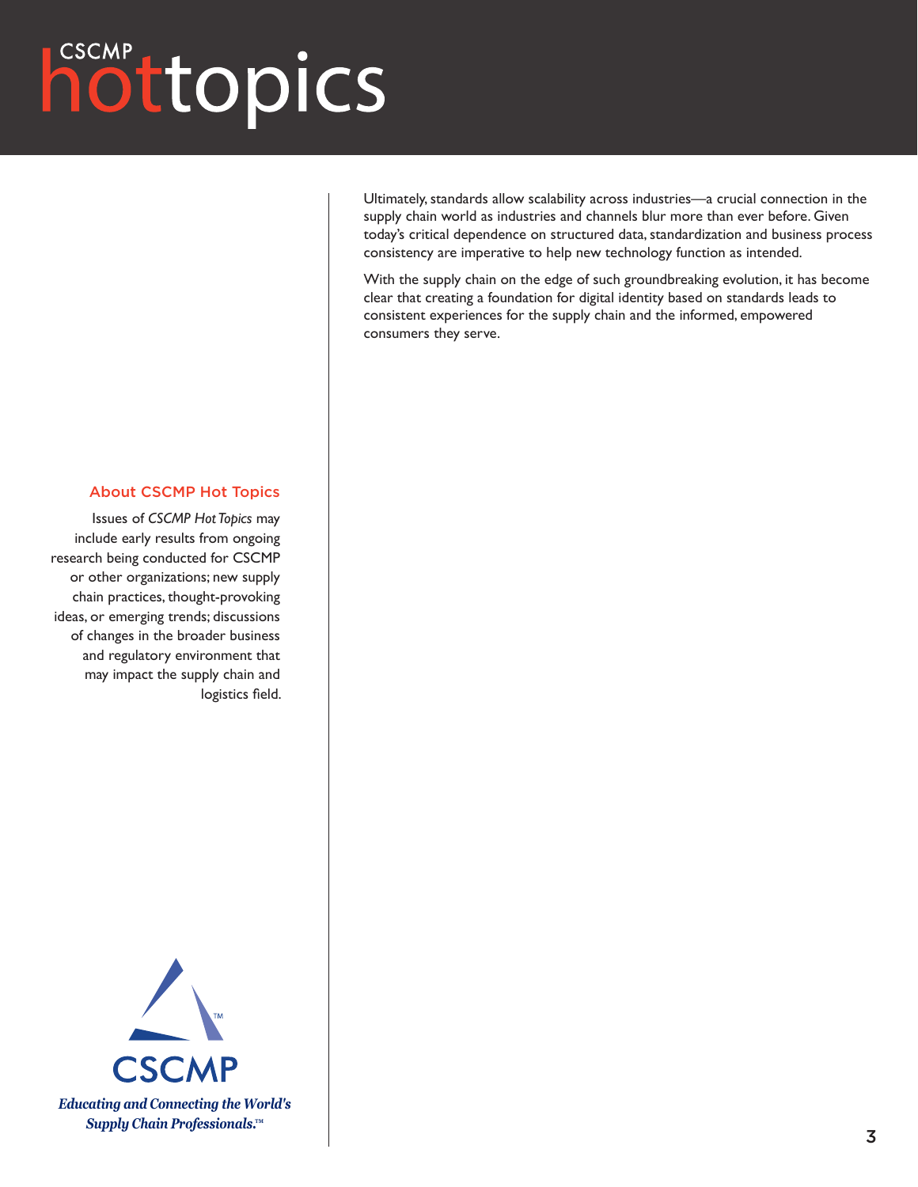Ultimately, standards allow scalability across industries—a crucial connection in the supply chain world as industries and channels blur more than ever before. Given today's critical dependence on structured data, standardization and business process consistency are imperative to help new technology function as intended.

With the supply chain on the edge of such groundbreaking evolution, it has become clear that creating a foundation for digital identity based on standards leads to consistent experiences for the supply chain and the informed, empowered consumers they serve.

## About CSCMP Hot Topics

Issues of *CSCMP Hot Topics* may include early results from ongoing research being conducted for CSCMP or other organizations; new supply chain practices, thought-provoking ideas, or emerging trends; discussions of changes in the broader business and regulatory environment that may impact the supply chain and logistics field.

CSCMP

***Educating and Connecting the World's Supply Chain Professionals.™***